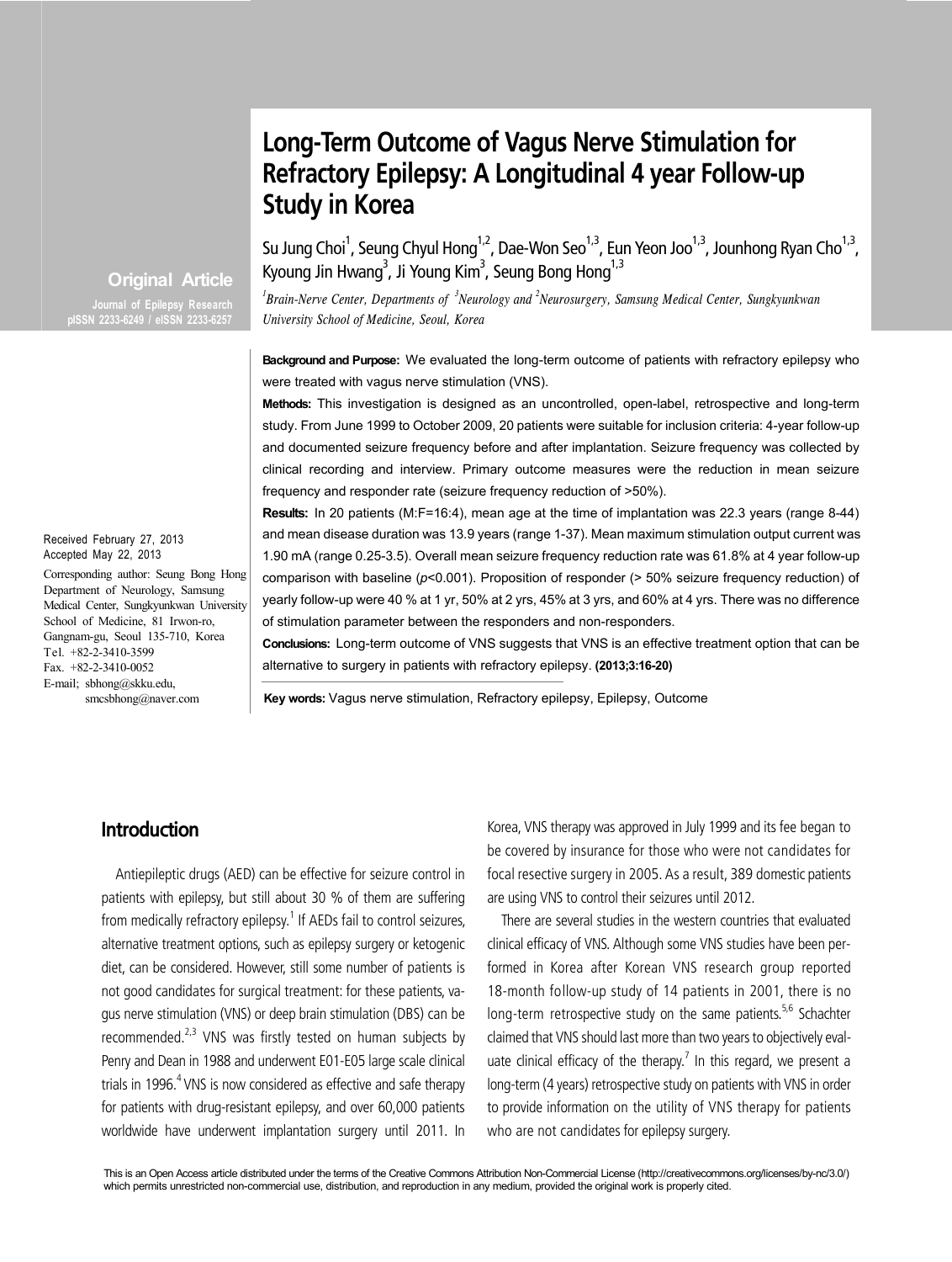# Long-Term Outcome of Vagus Nerve Stimulation for Refractory Epilepsy: A Longitudinal 4 year Follow-up Study in Korea

Su Jung Choi[1], Seung Chyul Hong[1,2], Dae-Won Seo[1,3], Eun Yeon Joo[1,3], Jounhong Ryan Cho[1,3], Kyoung Jin Hwang[3], Ji Young Kim[3], Seung Bong Hong[1,3]

*[1]Brain-Nerve Center, Departments of [3]Neurology and [2]Neurosurgery, Samsung Medical Center, Sungkyunkwan University School of Medicine, Seoul, Korea*

**Original Article**

Journal of Epilepsy Research
pISSN 2233-6249 / eISSN 2233-6257

Received February 27, 2013
Accepted May 22, 2013

Corresponding author: Seung Bong Hong
Department of Neurology, Samsung Medical Center, Sungkyunkwan University School of Medicine, 81 Irwon-ro, Gangnam-gu, Seoul 135-710, Korea
Tel. +82-2-3410-3599
Fax. +82-2-3410-0052
E-mail; sbhong@skku.edu, smcsbhong@naver.com

**Background and Purpose:** We evaluated the long-term outcome of patients with refractory epilepsy who were treated with vagus nerve stimulation (VNS).

**Methods:** This investigation is designed as an uncontrolled, open-label, retrospective and long-term study. From June 1999 to October 2009, 20 patients were suitable for inclusion criteria: 4-year follow-up and documented seizure frequency before and after implantation. Seizure frequency was collected by clinical recording and interview. Primary outcome measures were the reduction in mean seizure frequency and responder rate (seizure frequency reduction of >50%).

**Results:** In 20 patients (M:F=16:4), mean age at the time of implantation was 22.3 years (range 8-44) and mean disease duration was 13.9 years (range 1-37). Mean maximum stimulation output current was 1.90 mA (range 0.25-3.5). Overall mean seizure frequency reduction rate was 61.8% at 4 year follow-up comparison with baseline ($p$<0.001). Proposition of responder (> 50% seizure frequency reduction) of yearly follow-up were 40 % at 1 yr, 50% at 2 yrs, 45% at 3 yrs, and 60% at 4 yrs. There was no difference of stimulation parameter between the responders and non-responders.

**Conclusions:** Long-term outcome of VNS suggests that VNS is an effective treatment option that can be alternative to surgery in patients with refractory epilepsy. **(2013;3:16-20)**

**Key words:** Vagus nerve stimulation, Refractory epilepsy, Epilepsy, Outcome

## Introduction

Antiepileptic drugs (AED) can be effective for seizure control in patients with epilepsy, but still about 30 % of them are suffering from medically refractory epilepsy.[1] If AEDs fail to control seizures, alternative treatment options, such as epilepsy surgery or ketogenic diet, can be considered. However, still some number of patients is not good candidates for surgical treatment: for these patients, vagus nerve stimulation (VNS) or deep brain stimulation (DBS) can be recommended.[2,3] VNS was firstly tested on human subjects by Penry and Dean in 1988 and underwent E01-E05 large scale clinical trials in 1996.[4] VNS is now considered as effective and safe therapy for patients with drug-resistant epilepsy, and over 60,000 patients worldwide have underwent implantation surgery until 2011. In Korea, VNS therapy was approved in July 1999 and its fee began to be covered by insurance for those who were not candidates for focal resective surgery in 2005. As a result, 389 domestic patients are using VNS to control their seizures until 2012.

There are several studies in the western countries that evaluated clinical efficacy of VNS. Although some VNS studies have been performed in Korea after Korean VNS research group reported 18-month follow-up study of 14 patients in 2001, there is no long-term retrospective study on the same patients.[5,6] Schachter claimed that VNS should last more than two years to objectively evaluate clinical efficacy of the therapy.[7] In this regard, we present a long-term (4 years) retrospective study on patients with VNS in order to provide information on the utility of VNS therapy for patients who are not candidates for epilepsy surgery.

This is an Open Access article distributed under the terms of the Creative Commons Attribution Non-Commercial License (http://creativecommons.org/licenses/by-nc/3.0/) which permits unrestricted non-commercial use, distribution, and reproduction in any medium, provided the original work is properly cited.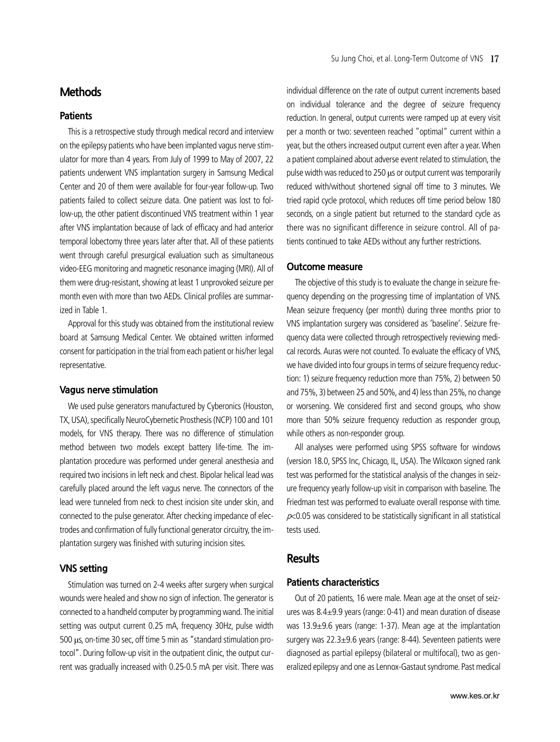## Methods

### Patients

This is a retrospective study through medical record and interview on the epilepsy patients who have been implanted vagus nerve stimulator for more than 4 years. From July of 1999 to May of 2007, 22 patients underwent VNS implantation surgery in Samsung Medical Center and 20 of them were available for four-year follow-up. Two patients failed to collect seizure data. One patient was lost to follow-up, the other patient discontinued VNS treatment within 1 year after VNS implantation because of lack of efficacy and had anterior temporal lobectomy three years later after that. All of these patients went through careful presurgical evaluation such as simultaneous video-EEG monitoring and magnetic resonance imaging (MRI). All of them were drug-resistant, showing at least 1 unprovoked seizure per month even with more than two AEDs. Clinical profiles are summarized in Table 1.

Approval for this study was obtained from the institutional review board at Samsung Medical Center. We obtained written informed consent for participation in the trial from each patient or his/her legal representative.

### Vagus nerve stimulation

We used pulse generators manufactured by Cyberonics (Houston, TX, USA), specifically NeuroCybernetic Prosthesis (NCP) 100 and 101 models, for VNS therapy. There was no difference of stimulation method between two models except battery life-time. The implantation procedure was performed under general anesthesia and required two incisions in left neck and chest. Bipolar helical lead was carefully placed around the left vagus nerve. The connectors of the lead were tunneled from neck to chest incision site under skin, and connected to the pulse generator. After checking impedance of electrodes and confirmation of fully functional generator circuitry, the implantation surgery was finished with suturing incision sites.

### VNS setting

Stimulation was turned on 2-4 weeks after surgery when surgical wounds were healed and show no sign of infection. The generator is connected to a handheld computer by programming wand. The initial setting was output current 0.25 mA, frequency 30Hz, pulse width 500 μs, on-time 30 sec, off time 5 min as "standard stimulation protocol". During follow-up visit in the outpatient clinic, the output current was gradually increased with 0.25-0.5 mA per visit. There was individual difference on the rate of output current increments based on individual tolerance and the degree of seizure frequency reduction. In general, output currents were ramped up at every visit per a month or two: seventeen reached "optimal" current within a year, but the others increased output current even after a year. When a patient complained about adverse event related to stimulation, the pulse width was reduced to 250 μs or output current was temporarily reduced with/without shortened signal off time to 3 minutes. We tried rapid cycle protocol, which reduces off time period below 180 seconds, on a single patient but returned to the standard cycle as there was no significant difference in seizure control. All of patients continued to take AEDs without any further restrictions.

### Outcome measure

The objective of this study is to evaluate the change in seizure frequency depending on the progressing time of implantation of VNS. Mean seizure frequency (per month) during three months prior to VNS implantation surgery was considered as 'baseline'. Seizure frequency data were collected through retrospectively reviewing medical records. Auras were not counted. To evaluate the efficacy of VNS, we have divided into four groups in terms of seizure frequency reduction: 1) seizure frequency reduction more than 75%, 2) between 50 and 75%, 3) between 25 and 50%, and 4) less than 25%, no change or worsening. We considered first and second groups, who show more than 50% seizure frequency reduction as responder group, while others as non-responder group.

All analyses were performed using SPSS software for windows (version 18.0, SPSS Inc, Chicago, IL, USA). The Wilcoxon signed rank test was performed for the statistical analysis of the changes in seizure frequency yearly follow-up visit in comparison with baseline. The Friedman test was performed to evaluate overall response with time. $p<0.05$ was considered to be statistically significant in all statistical tests used.

## Results

### Patients characteristics

Out of 20 patients, 16 were male. Mean age at the onset of seizures was 8.4±9.9 years (range: 0-41) and mean duration of disease was 13.9±9.6 years (range: 1-37). Mean age at the implantation surgery was 22.3±9.6 years (range: 8-44). Seventeen patients were diagnosed as partial epilepsy (bilateral or multifocal), two as generalized epilepsy and one as Lennox-Gastaut syndrome. Past medical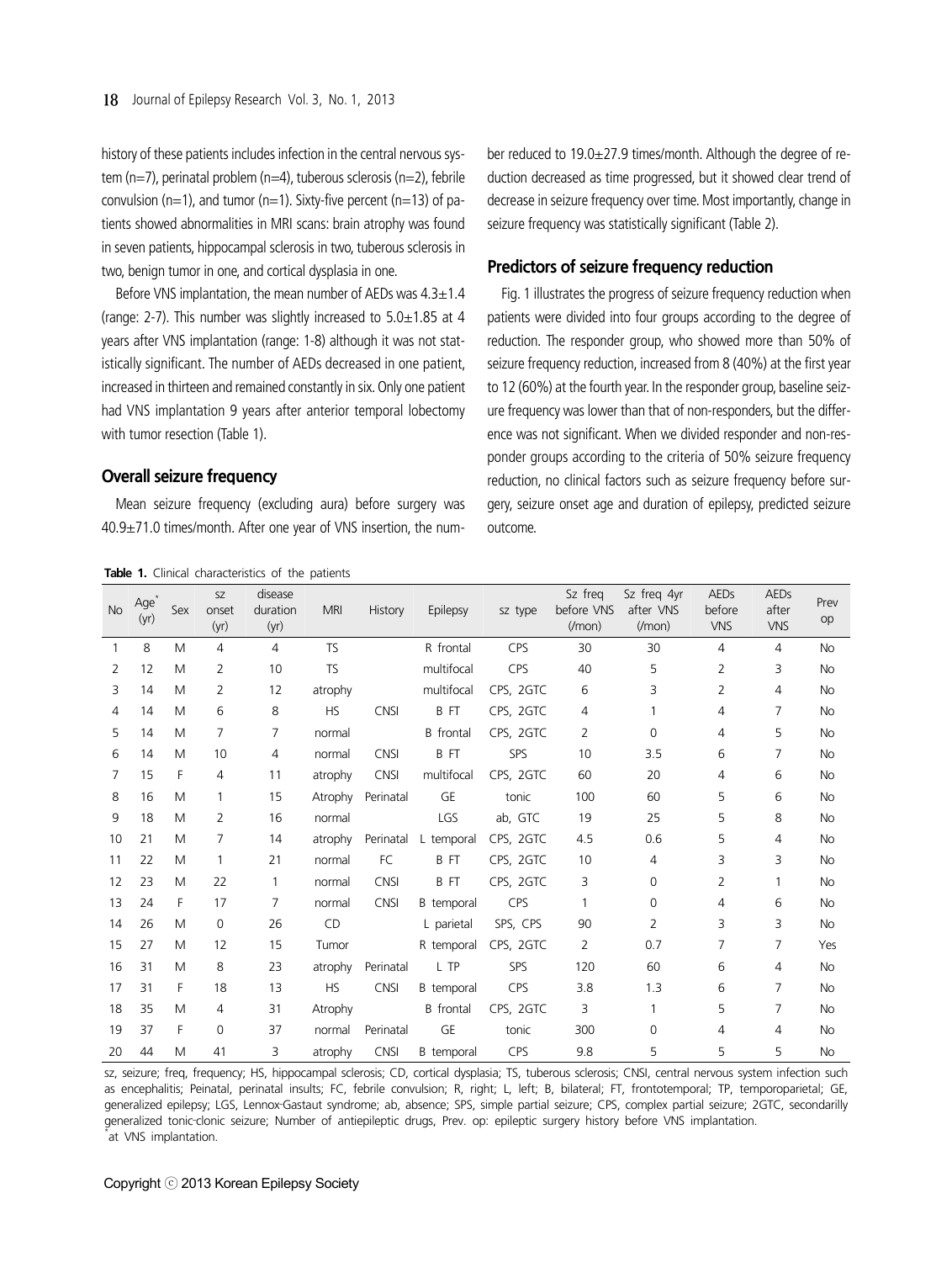history of these patients includes infection in the central nervous system (n=7), perinatal problem (n=4), tuberous sclerosis (n=2), febrile convulsion (n=1), and tumor (n=1). Sixty-five percent (n=13) of patients showed abnormalities in MRI scans: brain atrophy was found in seven patients, hippocampal sclerosis in two, tuberous sclerosis in two, benign tumor in one, and cortical dysplasia in one.

Before VNS implantation, the mean number of AEDs was 4.3±1.4 (range: 2-7). This number was slightly increased to 5.0±1.85 at 4 years after VNS implantation (range: 1-8) although it was not statistically significant. The number of AEDs decreased in one patient, increased in thirteen and remained constantly in six. Only one patient had VNS implantation 9 years after anterior temporal lobectomy with tumor resection (Table 1).

## Overall seizure frequency

Mean seizure frequency (excluding aura) before surgery was 40.9±71.0 times/month. After one year of VNS insertion, the number reduced to 19.0±27.9 times/month. Although the degree of reduction decreased as time progressed, but it showed clear trend of decrease in seizure frequency over time. Most importantly, change in seizure frequency was statistically significant (Table 2).

## Predictors of seizure frequency reduction

Fig. 1 illustrates the progress of seizure frequency reduction when patients were divided into four groups according to the degree of reduction. The responder group, who showed more than 50% of seizure frequency reduction, increased from 8 (40%) at the first year to 12 (60%) at the fourth year. In the responder group, baseline seizure frequency was lower than that of non-responders, but the difference was not significant. When we divided responder and non-responder groups according to the criteria of 50% seizure frequency reduction, no clinical factors such as seizure frequency before surgery, seizure onset age and duration of epilepsy, predicted seizure outcome.

**Table 1.** Clinical characteristics of the patients

| No | Age* (yr) | Sex | sz onset (yr) | disease duration (yr) | MRI | History | Epilepsy | sz type | Sz freq before VNS (/mon) | Sz freq 4yr after VNS (/mon) | AEDs before VNS | AEDs after VNS | Prev op |
|---|---|---|---|---|---|---|---|---|---|---|---|---|---|
| 1 | 8 | M | 4 | 4 | TS | | R frontal | CPS | 30 | 30 | 4 | 4 | No |
| 2 | 12 | M | 2 | 10 | TS | | multifocal | CPS | 40 | 5 | 2 | 3 | No |
| 3 | 14 | M | 2 | 12 | atrophy | | multifocal | CPS, 2GTC | 6 | 3 | 2 | 4 | No |
| 4 | 14 | M | 6 | 8 | HS | CNSI | B FT | CPS, 2GTC | 4 | 1 | 4 | 7 | No |
| 5 | 14 | M | 7 | 7 | normal | | B frontal | CPS, 2GTC | 2 | 0 | 4 | 5 | No |
| 6 | 14 | M | 10 | 4 | normal | CNSI | B FT | SPS | 10 | 3.5 | 6 | 7 | No |
| 7 | 15 | F | 4 | 11 | atrophy | CNSI | multifocal | CPS, 2GTC | 60 | 20 | 4 | 6 | No |
| 8 | 16 | M | 1 | 15 | Atrophy | Perinatal | GE | tonic | 100 | 60 | 5 | 6 | No |
| 9 | 18 | M | 2 | 16 | normal | | LGS | ab, GTC | 19 | 25 | 5 | 8 | No |
| 10 | 21 | M | 7 | 14 | atrophy | Perinatal | L temporal | CPS, 2GTC | 4.5 | 0.6 | 5 | 4 | No |
| 11 | 22 | M | 1 | 21 | normal | FC | B FT | CPS, 2GTC | 10 | 4 | 3 | 3 | No |
| 12 | 23 | M | 22 | 1 | normal | CNSI | B FT | CPS, 2GTC | 3 | 0 | 2 | 1 | No |
| 13 | 24 | F | 17 | 7 | normal | CNSI | B temporal | CPS | 1 | 0 | 4 | 6 | No |
| 14 | 26 | M | 0 | 26 | CD | | L parietal | SPS, CPS | 90 | 2 | 3 | 3 | No |
| 15 | 27 | M | 12 | 15 | Tumor | | R temporal | CPS, 2GTC | 2 | 0.7 | 7 | 7 | Yes |
| 16 | 31 | M | 8 | 23 | atrophy | Perinatal | L TP | SPS | 120 | 60 | 6 | 4 | No |
| 17 | 31 | F | 18 | 13 | HS | CNSI | B temporal | CPS | 3.8 | 1.3 | 6 | 7 | No |
| 18 | 35 | M | 4 | 31 | Atrophy | | B frontal | CPS, 2GTC | 3 | 1 | 5 | 7 | No |
| 19 | 37 | F | 0 | 37 | normal | Perinatal | GE | tonic | 300 | 0 | 4 | 4 | No |
| 20 | 44 | M | 41 | 3 | atrophy | CNSI | B temporal | CPS | 9.8 | 5 | 5 | 5 | No |

sz, seizure; freq, frequency; HS, hippocampal sclerosis; CD, cortical dysplasia; TS, tuberous sclerosis; CNSI, central nervous system infection such as encephalitis; Peinatal, perinatal insults; FC, febrile convulsion; R, right; L, left; B, bilateral; FT, frontotemporal; TP, temporoparietal; GE, generalized epilepsy; LGS, Lennox-Gastaut syndrome; ab, absence; SPS, simple partial seizure; CPS, complex partial seizure; 2GTC, secondarilly generalized tonic-clonic seizure; Number of antiepileptic drugs, Prev. op: epileptic surgery history before VNS implantation.
*at VNS implantation.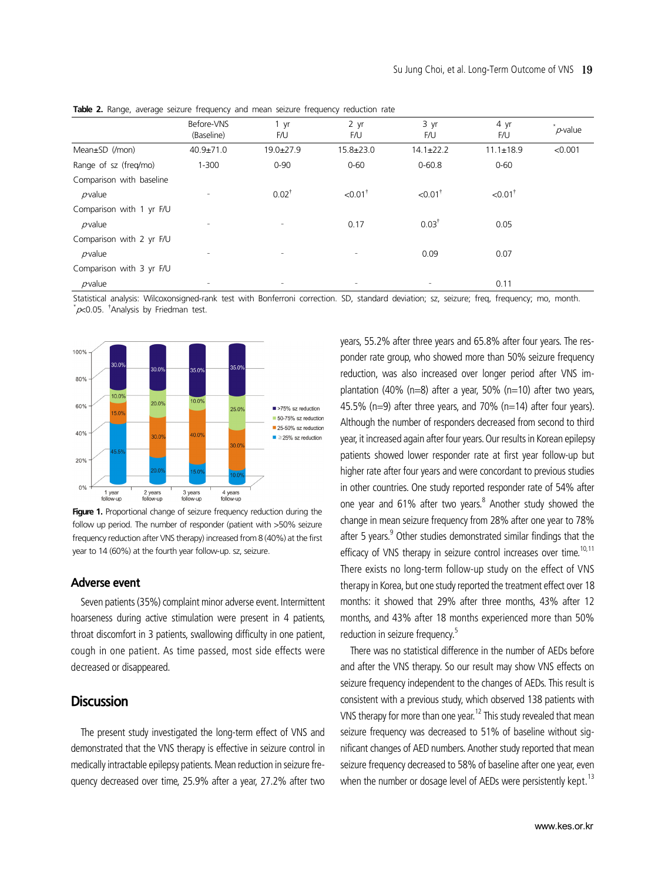**Table 2.** Range, average seizure frequency and mean seizure frequency reduction rate

| | Before-VNS (Baseline) | 1 yr F/U | 2 yr F/U | 3 yr F/U | 4 yr F/U | *p-value |
|---|---|---|---|---|---|---|
| Mean±SD (/mon) | 40.9±71.0 | 19.0±27.9 | 15.8±23.0 | 14.1±22.2 | 11.1±18.9 | <0.001 |
| Range of sz (freq/mo) | 1-300 | 0-90 | 0-60 | 0-60.8 | 0-60 | |
| Comparison with baseline | | | | | | |
| *p*-value | - | 0.02† | <0.01† | <0.01† | <0.01† | |
| Comparison with 1 yr F/U | | | | | | |
| *p*-value | - | - | 0.17 | 0.03† | 0.05 | |
| Comparison with 2 yr F/U | | | | | | |
| *p*-value | - | - | - | 0.09 | 0.07 | |
| Comparison with 3 yr F/U | | | | | | |
| *p*-value | - | - | - | - | 0.11 | |

Statistical analysis: Wilcoxonsigned-rank test with Bonferroni correction. SD, standard deviation; sz, seizure; freq, frequency; mo, month.
*$p<0.05$. †Analysis by Friedman test.

100%
80%
60%
40%
20%
0%

1 year follow-up: 30.0%, 10.0%, 15.0%, 45.5%
2 years follow-up: 30.0%, 20.0%, 30.0%, 20.0%
3 years follow-up: 35.0%, 10.0%, 40.0%, 15.0%
4 years follow-up: 35.0%, 25.0%, 30.0%, 10.0%

>75% sz reduction
50-75% sz reduction
25-50% sz reduction
≥25% sz reduction

**Figure 1.** Proportional change of seizure frequency reduction during the follow up period. The number of responder (patient with >50% seizure frequency reduction after VNS therapy) increased from 8 (40%) at the first year to 14 (60%) at the fourth year follow-up. sz, seizure.

## Adverse event

Seven patients (35%) complaint minor adverse event. Intermittent hoarseness during active stimulation were present in 4 patients, throat discomfort in 3 patients, swallowing difficulty in one patient, cough in one patient. As time passed, most side effects were decreased or disappeared.

# Discussion

The present study investigated the long-term effect of VNS and demonstrated that the VNS therapy is effective in seizure control in medically intractable epilepsy patients. Mean reduction in seizure frequency decreased over time, 25.9% after a year, 27.2% after two years, 55.2% after three years and 65.8% after four years. The responder rate group, who showed more than 50% seizure frequency reduction, was also increased over longer period after VNS implantation (40% (n=8) after a year, 50% (n=10) after two years, 45.5% (n=9) after three years, and 70% (n=14) after four years). Although the number of responders decreased from second to third year, it increased again after four years. Our results in Korean epilepsy patients showed lower responder rate at first year follow-up but higher rate after four years and were concordant to previous studies in other countries. One study reported responder rate of 54% after one year and 61% after two years.[8] Another study showed the change in mean seizure frequency from 28% after one year to 78% after 5 years.[9] Other studies demonstrated similar findings that the efficacy of VNS therapy in seizure control increases over time.[10,11] There exists no long-term follow-up study on the effect of VNS therapy in Korea, but one study reported the treatment effect over 18 months: it showed that 29% after three months, 43% after 12 months, and 43% after 18 months experienced more than 50% reduction in seizure frequency.[5]

There was no statistical difference in the number of AEDs before and after the VNS therapy. So our result may show VNS effects on seizure frequency independent to the changes of AEDs. This result is consistent with a previous study, which observed 138 patients with VNS therapy for more than one year.[12] This study revealed that mean seizure frequency was decreased to 51% of baseline without significant changes of AED numbers. Another study reported that mean seizure frequency decreased to 58% of baseline after one year, even when the number or dosage level of AEDs were persistently kept.[13]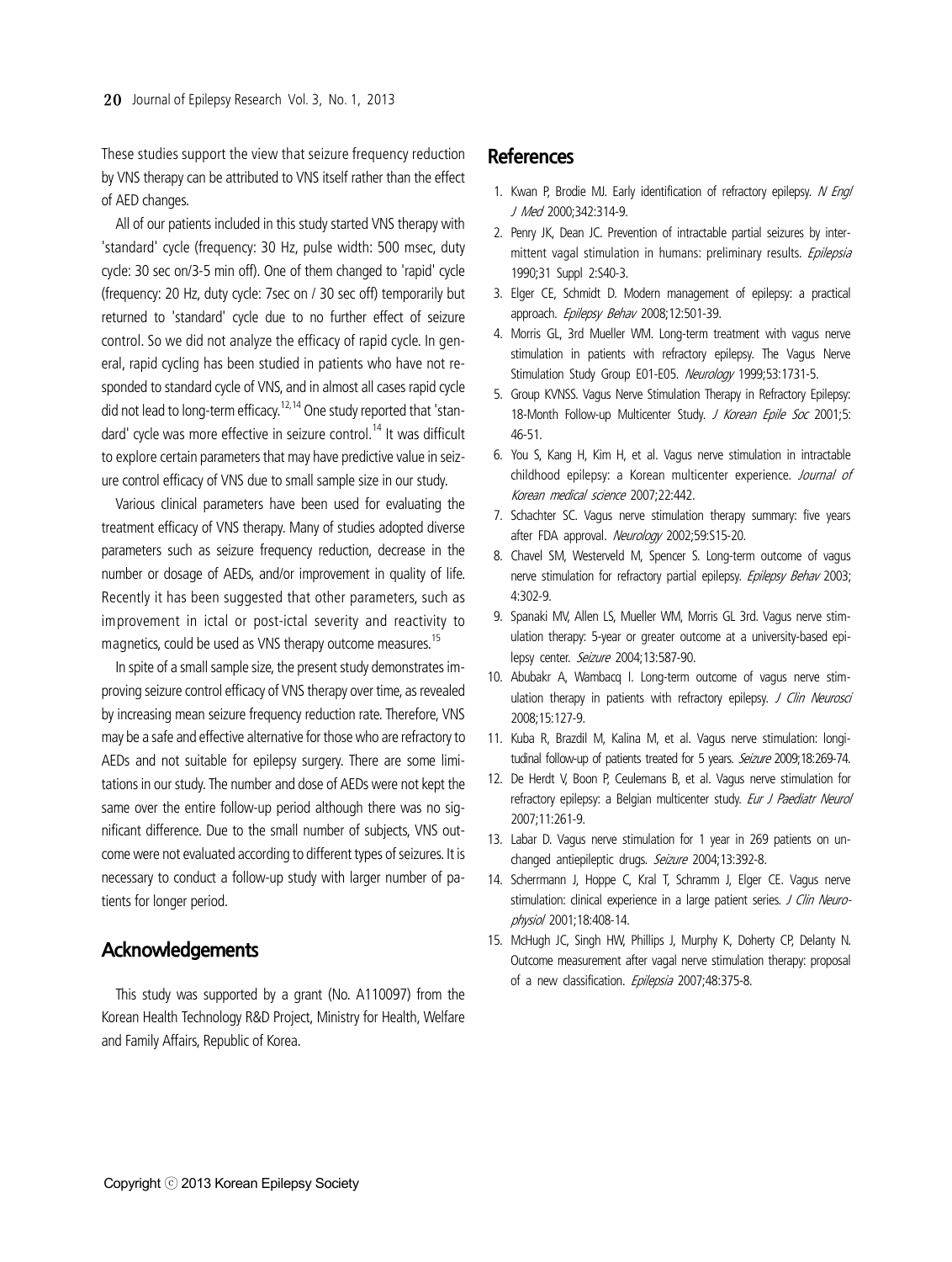These studies support the view that seizure frequency reduction by VNS therapy can be attributed to VNS itself rather than the effect of AED changes.

All of our patients included in this study started VNS therapy with 'standard' cycle (frequency: 30 Hz, pulse width: 500 msec, duty cycle: 30 sec on/3-5 min off). One of them changed to 'rapid' cycle (frequency: 20 Hz, duty cycle: 7sec on / 30 sec off) temporarily but returned to 'standard' cycle due to no further effect of seizure control. So we did not analyze the efficacy of rapid cycle. In general, rapid cycling has been studied in patients who have not responded to standard cycle of VNS, and in almost all cases rapid cycle did not lead to long-term efficacy.[12,14] One study reported that 'standard' cycle was more effective in seizure control.[14] It was difficult to explore certain parameters that may have predictive value in seizure control efficacy of VNS due to small sample size in our study.

Various clinical parameters have been used for evaluating the treatment efficacy of VNS therapy. Many of studies adopted diverse parameters such as seizure frequency reduction, decrease in the number or dosage of AEDs, and/or improvement in quality of life. Recently it has been suggested that other parameters, such as improvement in ictal or post-ictal severity and reactivity to magnetics, could be used as VNS therapy outcome measures.[15]

In spite of a small sample size, the present study demonstrates improving seizure control efficacy of VNS therapy over time, as revealed by increasing mean seizure frequency reduction rate. Therefore, VNS may be a safe and effective alternative for those who are refractory to AEDs and not suitable for epilepsy surgery. There are some limitations in our study. The number and dose of AEDs were not kept the same over the entire follow-up period although there was no significant difference. Due to the small number of subjects, VNS outcome were not evaluated according to different types of seizures. It is necessary to conduct a follow-up study with larger number of patients for longer period.

## Acknowledgements

This study was supported by a grant (No. A110097) from the Korean Health Technology R&D Project, Ministry for Health, Welfare and Family Affairs, Republic of Korea.

## References

1. Kwan P, Brodie MJ. Early identification of refractory epilepsy. *N Engl J Med* 2000;342:314-9.
2. Penry JK, Dean JC. Prevention of intractable partial seizures by intermittent vagal stimulation in humans: preliminary results. *Epilepsia* 1990;31 Suppl 2:S40-3.
3. Elger CE, Schmidt D. Modern management of epilepsy: a practical approach. *Epilepsy Behav* 2008;12:501-39.
4. Morris GL, 3rd Mueller WM. Long-term treatment with vagus nerve stimulation in patients with refractory epilepsy. The Vagus Nerve Stimulation Study Group E01-E05. *Neurology* 1999;53:1731-5.
5. Group KVNSS. Vagus Nerve Stimulation Therapy in Refractory Epilepsy: 18-Month Follow-up Multicenter Study. *J Korean Epile Soc* 2001;5: 46-51.
6. You S, Kang H, Kim H, et al. Vagus nerve stimulation in intractable childhood epilepsy: a Korean multicenter experience. *Journal of Korean medical science* 2007;22:442.
7. Schachter SC. Vagus nerve stimulation therapy summary: five years after FDA approval. *Neurology* 2002;59:S15-20.
8. Chavel SM, Westerveld M, Spencer S. Long-term outcome of vagus nerve stimulation for refractory partial epilepsy. *Epilepsy Behav* 2003; 4:302-9.
9. Spanaki MV, Allen LS, Mueller WM, Morris GL 3rd. Vagus nerve stimulation therapy: 5-year or greater outcome at a university-based epilepsy center. *Seizure* 2004;13:587-90.
10. Abubakr A, Wambacq I. Long-term outcome of vagus nerve stimulation therapy in patients with refractory epilepsy. *J Clin Neurosci* 2008;15:127-9.
11. Kuba R, Brazdil M, Kalina M, et al. Vagus nerve stimulation: longitudinal follow-up of patients treated for 5 years. *Seizure* 2009;18:269-74.
12. De Herdt V, Boon P, Ceulemans B, et al. Vagus nerve stimulation for refractory epilepsy: a Belgian multicenter study. *Eur J Paediatr Neurol* 2007;11:261-9.
13. Labar D. Vagus nerve stimulation for 1 year in 269 patients on unchanged antiepileptic drugs. *Seizure* 2004;13:392-8.
14. Scherrmann J, Hoppe C, Kral T, Schramm J, Elger CE. Vagus nerve stimulation: clinical experience in a large patient series. *J Clin Neurophysiol* 2001;18:408-14.
15. McHugh JC, Singh HW, Phillips J, Murphy K, Doherty CP, Delanty N. Outcome measurement after vagal nerve stimulation therapy: proposal of a new classification. *Epilepsia* 2007;48:375-8.

Copyright ⓒ 2013 Korean Epilepsy Society